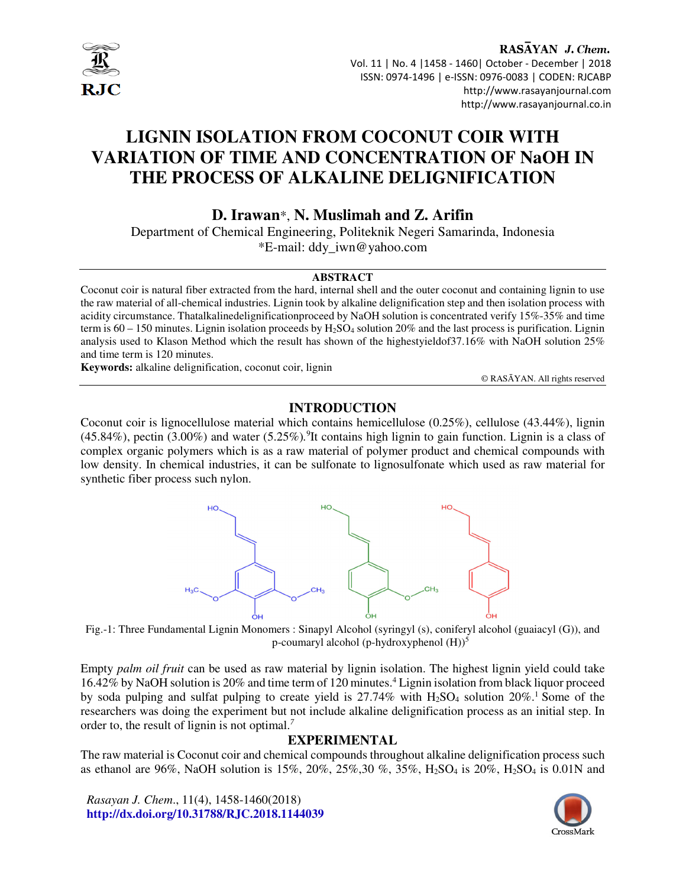# LIGNIN ISOLATION FROM COCONUT COIR WITH VARIATION OF TIME AND CONCENTRATION OF NaOH IN THE PROCESS OF ALKALINE DELIGNIFICATION

**D. Irawan***, **N. Muslimah and Z. Arifin**

Department of Chemical Engineering, Politeknik Negeri Samarinda, Indonesia

*E-mail: ddy_iwn@yahoo.com

## ABSTRACT

Coconut coir is natural fiber extracted from the hard, internal shell and the outer coconut and containing lignin to use the raw material of all-chemical industries. Lignin took by alkaline delignification step and then isolation process with acidity circumstance. Thatalkalinedelignificationproceed by NaOH solution is concentrated verify 15%-35% and time term is 60 – 150 minutes. Lignin isolation proceeds by $H_2SO_4$ solution 20% and the last process is purification. Lignin analysis used to Klason Method which the result has shown of the highestyieldof37.16% with NaOH solution 25% and time term is 120 minutes.

**Keywords:** alkaline delignification, coconut coir, lignin

© RASĀYAN. All rights reserved

## INTRODUCTION

Coconut coir is lignocellulose material which contains hemicellulose (0.25%), cellulose (43.44%), lignin (45.84%), pectin (3.00%) and water (5.25%).[9]It contains high lignin to gain function. Lignin is a class of complex organic polymers which is as a raw material of polymer product and chemical compounds with low density. In chemical industries, it can be sulfonate to lignosulfonate which used as raw material for synthetic fiber process such nylon.

Fig.-1: Three Fundamental Lignin Monomers : Sinapyl Alcohol (syringyl (s), coniferyl alcohol (guaiacyl (G)), and p-coumaryl alcohol (p-hydroxyphenol (H))[5]

Empty *palm oil fruit* can be used as raw material by lignin isolation. The highest lignin yield could take 16.42% by NaOH solution is 20% and time term of 120 minutes.[4] Lignin isolation from black liquor proceed by soda pulping and sulfat pulping to create yield is 27.74% with $H_2SO_4$ solution 20%.[1] Some of the researchers was doing the experiment but not include alkaline delignification process as an initial step. In order to, the result of lignin is not optimal.[7]

## EXPERIMENTAL

The raw material is Coconut coir and chemical compounds throughout alkaline delignification process such as ethanol are 96%, NaOH solution is 15%, 20%, 25%,30 %, 35%, $H_2SO_4$ is 20%, $H_2SO_4$ is 0.01N and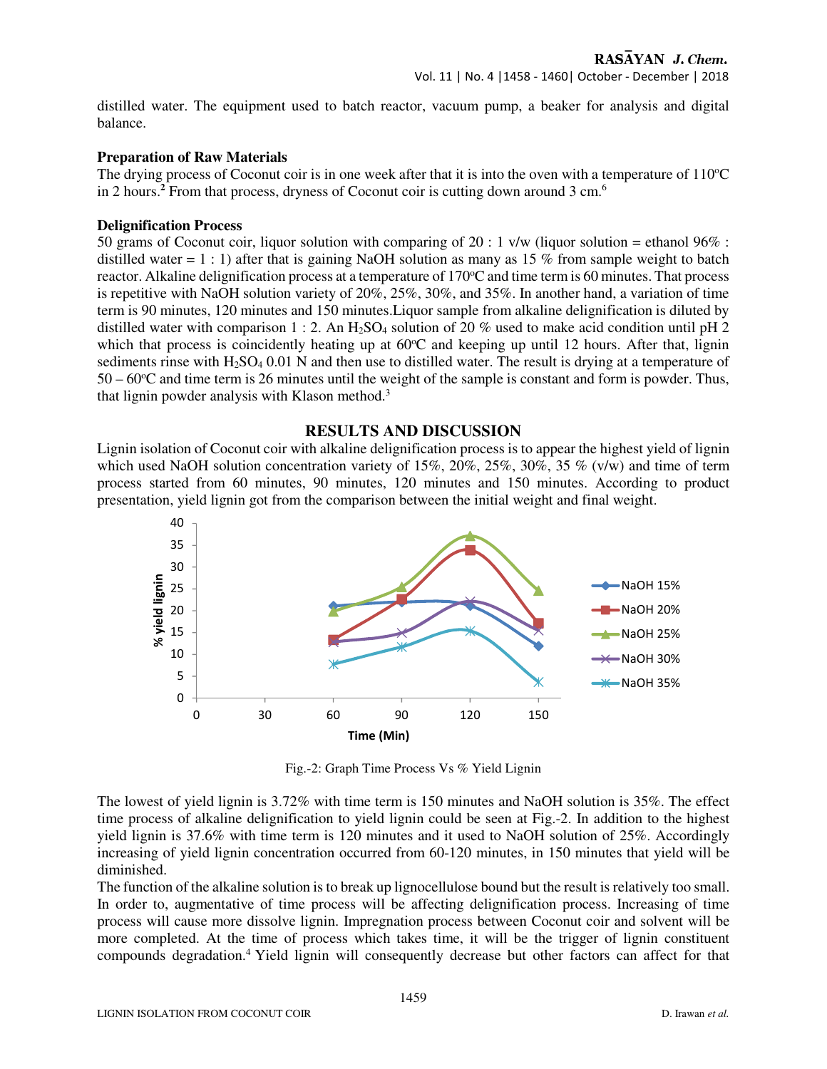distilled water. The equipment used to batch reactor, vacuum pump, a beaker for analysis and digital balance.

**Preparation of Raw Materials**

The drying process of Coconut coir is in one week after that it is into the oven with a temperature of 110°C in 2 hours.[2] From that process, dryness of Coconut coir is cutting down around 3 cm.[6]

**Delignification Process**

50 grams of Coconut coir, liquor solution with comparing of 20 : 1 v/w (liquor solution = ethanol 96% : distilled water = 1 : 1) after that is gaining NaOH solution as many as 15 % from sample weight to batch reactor. Alkaline delignification process at a temperature of 170°C and time term is 60 minutes. That process is repetitive with NaOH solution variety of 20%, 25%, 30%, and 35%. In another hand, a variation of time term is 90 minutes, 120 minutes and 150 minutes.Liquor sample from alkaline delignification is diluted by distilled water with comparison 1 : 2. An $H_2SO_4$ solution of 20 % used to make acid condition until pH 2 which that process is coincidently heating up at 60°C and keeping up until 12 hours. After that, lignin sediments rinse with $H_2SO_4$ 0.01 N and then use to distilled water. The result is drying at a temperature of 50 – 60°C and time term is 26 minutes until the weight of the sample is constant and form is powder. Thus, that lignin powder analysis with Klason method.[3]

## RESULTS AND DISCUSSION

Lignin isolation of Coconut coir with alkaline delignification process is to appear the highest yield of lignin which used NaOH solution concentration variety of 15%, 20%, 25%, 30%, 35 % (v/w) and time of term process started from 60 minutes, 90 minutes, 120 minutes and 150 minutes. According to product presentation, yield lignin got from the comparison between the initial weight and final weight.

Fig.-2: Graph Time Process Vs % Yield Lignin

The lowest of yield lignin is 3.72% with time term is 150 minutes and NaOH solution is 35%. The effect time process of alkaline delignification to yield lignin could be seen at Fig.-2. In addition to the highest yield lignin is 37.6% with time term is 120 minutes and it used to NaOH solution of 25%. Accordingly increasing of yield lignin concentration occurred from 60-120 minutes, in 150 minutes that yield will be diminished.

The function of the alkaline solution is to break up lignocellulose bound but the result is relatively too small. In order to, augmentative of time process will be affecting delignification process. Increasing of time process will cause more dissolve lignin. Impregnation process between Coconut coir and solvent will be more completed. At the time of process which takes time, it will be the trigger of lignin constituent compounds degradation.[4] Yield lignin will consequently decrease but other factors can affect for that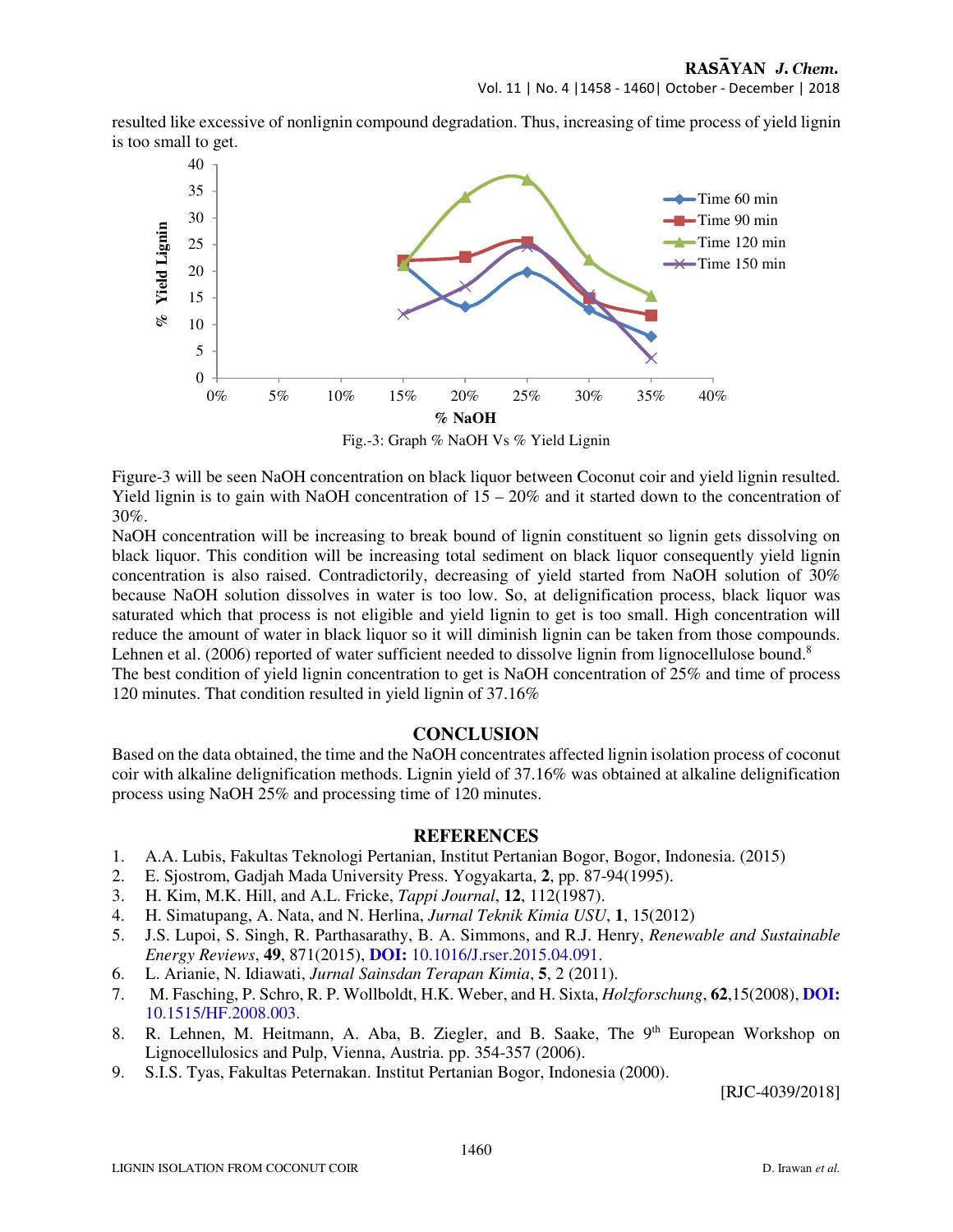resulted like excessive of nonlignin compound degradation. Thus, increasing of time process of yield lignin is too small to get.

% Yield Lignin

40
35
30
25
20
15
10
5
0

0%
5%
10%
15%
20%
25%
30%
35%
40%

% NaOH

Time 60 min
Time 90 min
Time 120 min
Time 150 min

Fig.-3: Graph % NaOH Vs % Yield Lignin

Figure-3 will be seen NaOH concentration on black liquor between Coconut coir and yield lignin resulted. Yield lignin is to gain with NaOH concentration of 15 – 20% and it started down to the concentration of 30%.

NaOH concentration will be increasing to break bound of lignin constituent so lignin gets dissolving on black liquor. This condition will be increasing total sediment on black liquor consequently yield lignin concentration is also raised. Contradictorily, decreasing of yield started from NaOH solution of 30% because NaOH solution dissolves in water is too low. So, at delignification process, black liquor was saturated which that process is not eligible and yield lignin to get is too small. High concentration will reduce the amount of water in black liquor so it will diminish lignin can be taken from those compounds. Lehnen et al. (2006) reported of water sufficient needed to dissolve lignin from lignocellulose bound.[8]

The best condition of yield lignin concentration to get is NaOH concentration of 25% and time of process 120 minutes. That condition resulted in yield lignin of 37.16%

## CONCLUSION

Based on the data obtained, the time and the NaOH concentrates affected lignin isolation process of coconut coir with alkaline delignification methods. Lignin yield of 37.16% was obtained at alkaline delignification process using NaOH 25% and processing time of 120 minutes.

## REFERENCES

1. A.A. Lubis, Fakultas Teknologi Pertanian, Institut Pertanian Bogor, Bogor, Indonesia. (2015)
2. E. Sjostrom, Gadjah Mada University Press. Yogyakarta, **2**, pp. 87-94(1995).
3. H. Kim, M.K. Hill, and A.L. Fricke, *Tappi Journal*, **12**, 112(1987).
4. H. Simatupang, A. Nata, and N. Herlina, *Jurnal Teknik Kimia USU*, **1**, 15(2012)
5. J.S. Lupoi, S. Singh, R. Parthasarathy, B. A. Simmons, and R.J. Henry, *Renewable and Sustainable Energy Reviews*, **49**, 871(2015), **DOI:** 10.1016/J.rser.2015.04.091.
6. L. Arianie, N. Idiawati, *Jurnal Sainsdan Terapan Kimia*, **5**, 2 (2011).
7. M. Fasching, P. Schro, R. P. Wollboldt, H.K. Weber, and H. Sixta, *Holzforschung*, **62**,15(2008), **DOI:** 10.1515/HF.2008.003.
8. R. Lehnen, M. Heitmann, A. Aba, B. Ziegler, and B. Saake, The 9th European Workshop on Lignocellulosics and Pulp, Vienna, Austria. pp. 354-357 (2006).
9. S.I.S. Tyas, Fakultas Peternakan. Institut Pertanian Bogor, Indonesia (2000).

[RJC-4039/2018]